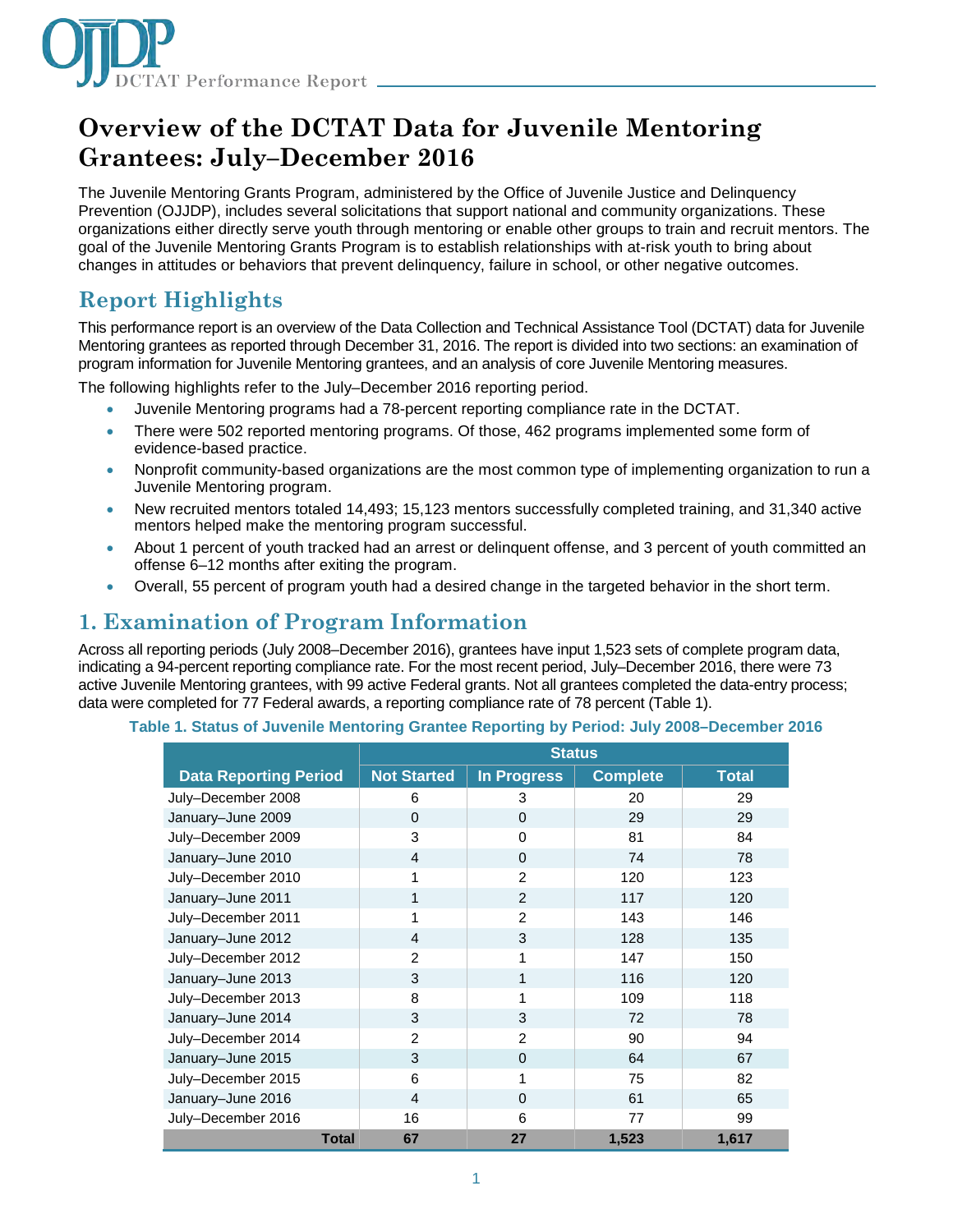# Overview of the DCTAT Data for Juvenile Mentoring Grantees: July–December 2016

The Juvenile Mentoring Grants Program, administered by the Office of Juvenile Justice and Delinquency Prevention (OJJDP), includes several solicitations that support national and community organizations. These organizations either directly serve youth through mentoring or enable other groups to train and recruit mentors. The goal of the Juvenile Mentoring Grants Program is to establish relationships with at-risk youth to bring about changes in attitudes or behaviors that prevent delinquency, failure in school, or other negative outcomes.

## Report Highlights

This performance report is an overview of the Data Collection and Technical Assistance Tool (DCTAT) data for Juvenile Mentoring grantees as reported through December 31, 2016. The report is divided into two sections: an examination of program information for Juvenile Mentoring grantees, and an analysis of core Juvenile Mentoring measures.

The following highlights refer to the July–December 2016 reporting period.

- Juvenile Mentoring programs had a 78-percent reporting compliance rate in the DCTAT.
- There were 502 reported mentoring programs. Of those, 462 programs implemented some form of evidence-based practice.
- Nonprofit community-based organizations are the most common type of implementing organization to run a Juvenile Mentoring program.
- New recruited mentors totaled 14,493; 15,123 mentors successfully completed training, and 31,340 active mentors helped make the mentoring program successful.
- About 1 percent of youth tracked had an arrest or delinquent offense, and 3 percent of youth committed an offense 6–12 months after exiting the program.
- Overall, 55 percent of program youth had a desired change in the targeted behavior in the short term.

## 1. Examination of Program Information

Across all reporting periods (July 2008–December 2016), grantees have input 1,523 sets of complete program data, indicating a 94-percent reporting compliance rate. For the most recent period, July–December 2016, there were 73 active Juvenile Mentoring grantees, with 99 active Federal grants. Not all grantees completed the data-entry process; data were completed for 77 Federal awards, a reporting compliance rate of 78 percent (Table 1).

**Table 1. Status of Juvenile Mentoring Grantee Reporting by Period: July 2008–December 2016**

| | Status | | | |
|---|---|---|---|---|
| **Data Reporting Period** | **Not Started** | **In Progress** | **Complete** | **Total** |
| July–December 2008 | 6 | 3 | 20 | 29 |
| January–June 2009 | 0 | 0 | 29 | 29 |
| July–December 2009 | 3 | 0 | 81 | 84 |
| January–June 2010 | 4 | 0 | 74 | 78 |
| July–December 2010 | 1 | 2 | 120 | 123 |
| January–June 2011 | 1 | 2 | 117 | 120 |
| July–December 2011 | 1 | 2 | 143 | 146 |
| January–June 2012 | 4 | 3 | 128 | 135 |
| July–December 2012 | 2 | 1 | 147 | 150 |
| January–June 2013 | 3 | 1 | 116 | 120 |
| July–December 2013 | 8 | 1 | 109 | 118 |
| January–June 2014 | 3 | 3 | 72 | 78 |
| July–December 2014 | 2 | 2 | 90 | 94 |
| January–June 2015 | 3 | 0 | 64 | 67 |
| July–December 2015 | 6 | 1 | 75 | 82 |
| January–June 2016 | 4 | 0 | 61 | 65 |
| July–December 2016 | 16 | 6 | 77 | 99 |
| **Total** | **67** | **27** | **1,523** | **1,617** |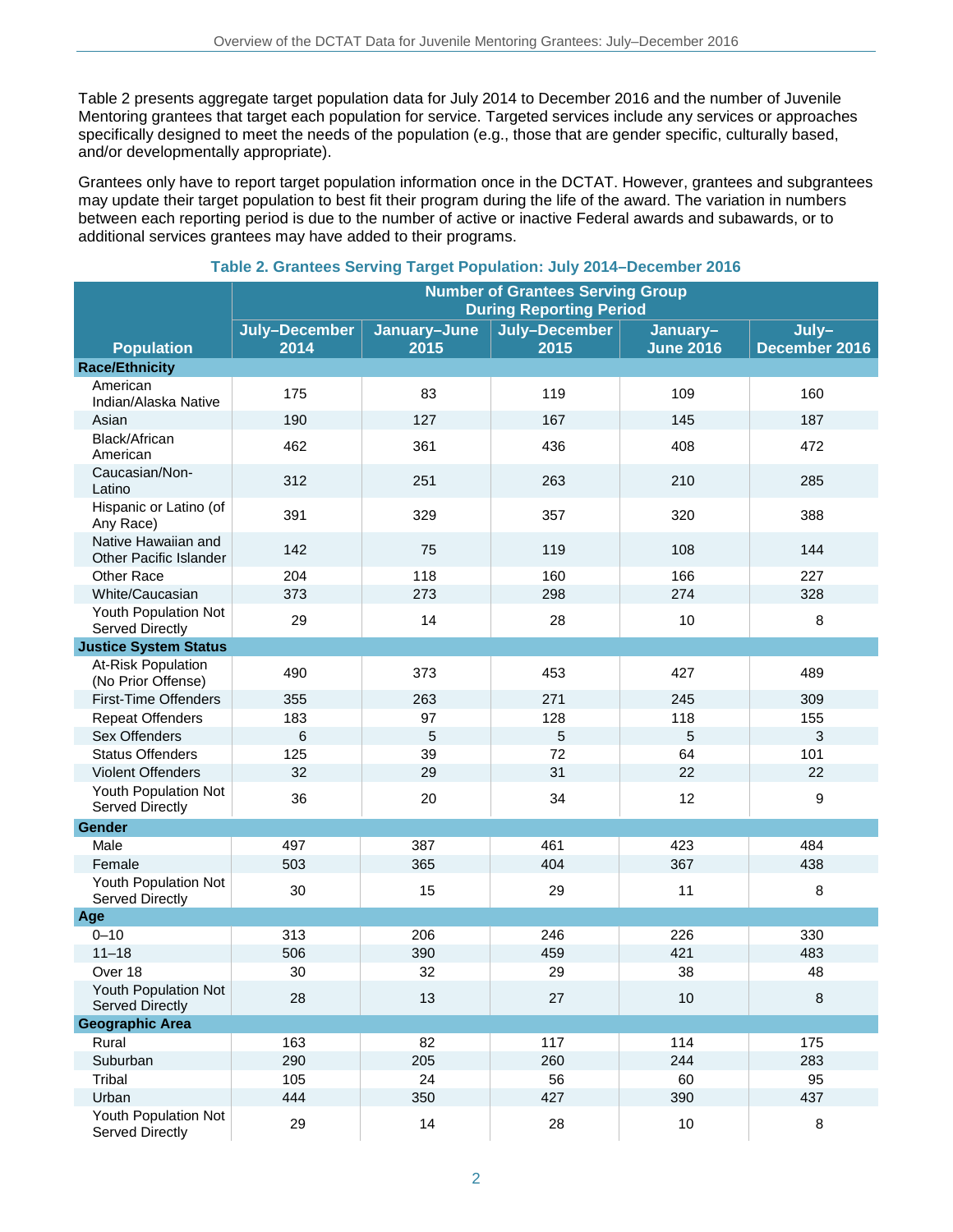Table 2 presents aggregate target population data for July 2014 to December 2016 and the number of Juvenile Mentoring grantees that target each population for service. Targeted services include any services or approaches specifically designed to meet the needs of the population (e.g., those that are gender specific, culturally based, and/or developmentally appropriate).

Grantees only have to report target population information once in the DCTAT. However, grantees and subgrantees may update their target population to best fit their program during the life of the award. The variation in numbers between each reporting period is due to the number of active or inactive Federal awards and subawards, or to additional services grantees may have added to their programs.

**Table 2. Grantees Serving Target Population: July 2014–December 2016**

| Population | Number of Grantees Serving Group During Reporting Period | | | | |
|---|---|---|---|---|---|
| | July–December 2014 | January–June 2015 | July–December 2015 | January–June 2016 | July–December 2016 |
| **Race/Ethnicity** | | | | | |
| American Indian/Alaska Native | 175 | 83 | 119 | 109 | 160 |
| Asian | 190 | 127 | 167 | 145 | 187 |
| Black/African American | 462 | 361 | 436 | 408 | 472 |
| Caucasian/Non-Latino | 312 | 251 | 263 | 210 | 285 |
| Hispanic or Latino (of Any Race) | 391 | 329 | 357 | 320 | 388 |
| Native Hawaiian and Other Pacific Islander | 142 | 75 | 119 | 108 | 144 |
| Other Race | 204 | 118 | 160 | 166 | 227 |
| White/Caucasian | 373 | 273 | 298 | 274 | 328 |
| Youth Population Not Served Directly | 29 | 14 | 28 | 10 | 8 |
| **Justice System Status** | | | | | |
| At-Risk Population (No Prior Offense) | 490 | 373 | 453 | 427 | 489 |
| First-Time Offenders | 355 | 263 | 271 | 245 | 309 |
| Repeat Offenders | 183 | 97 | 128 | 118 | 155 |
| Sex Offenders | 6 | 5 | 5 | 5 | 3 |
| Status Offenders | 125 | 39 | 72 | 64 | 101 |
| Violent Offenders | 32 | 29 | 31 | 22 | 22 |
| Youth Population Not Served Directly | 36 | 20 | 34 | 12 | 9 |
| **Gender** | | | | | |
| Male | 497 | 387 | 461 | 423 | 484 |
| Female | 503 | 365 | 404 | 367 | 438 |
| Youth Population Not Served Directly | 30 | 15 | 29 | 11 | 8 |
| **Age** | | | | | |
| 0–10 | 313 | 206 | 246 | 226 | 330 |
| 11–18 | 506 | 390 | 459 | 421 | 483 |
| Over 18 | 30 | 32 | 29 | 38 | 48 |
| Youth Population Not Served Directly | 28 | 13 | 27 | 10 | 8 |
| **Geographic Area** | | | | | |
| Rural | 163 | 82 | 117 | 114 | 175 |
| Suburban | 290 | 205 | 260 | 244 | 283 |
| Tribal | 105 | 24 | 56 | 60 | 95 |
| Urban | 444 | 350 | 427 | 390 | 437 |
| Youth Population Not Served Directly | 29 | 14 | 28 | 10 | 8 |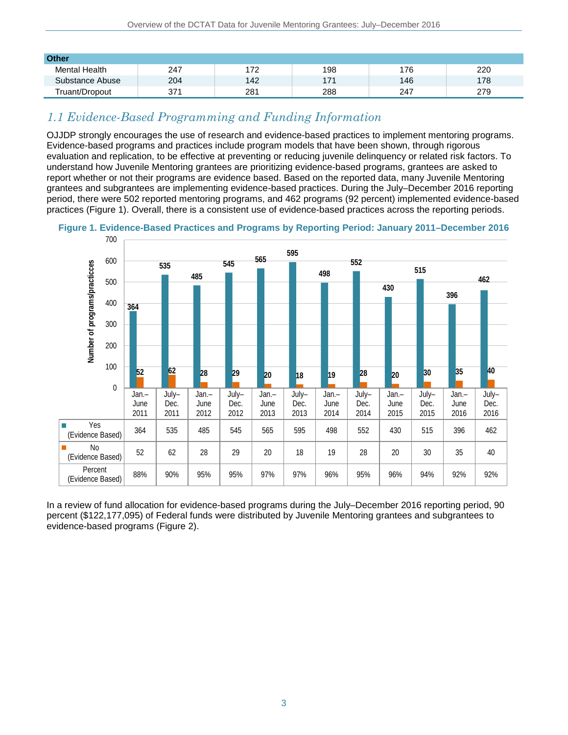| Other | | | | | |
|---|---|---|---|---|---|
| Mental Health | 247 | 172 | 198 | 176 | 220 |
| Substance Abuse | 204 | 142 | 171 | 146 | 178 |
| Truant/Dropout | 371 | 281 | 288 | 247 | 279 |

## *1.1 Evidence-Based Programming and Funding Information*

OJJDP strongly encourages the use of research and evidence-based practices to implement mentoring programs. Evidence-based programs and practices include program models that have been shown, through rigorous evaluation and replication, to be effective at preventing or reducing juvenile delinquency or related risk factors. To understand how Juvenile Mentoring grantees are prioritizing evidence-based programs, grantees are asked to report whether or not their programs are evidence based. Based on the reported data, many Juvenile Mentoring grantees and subgrantees are implementing evidence-based practices. During the July–December 2016 reporting period, there were 502 reported mentoring programs, and 462 programs (92 percent) implemented evidence-based practices (Figure 1). Overall, there is a consistent use of evidence-based practices across the reporting periods.

**Figure 1. Evidence-Based Practices and Programs by Reporting Period: January 2011–December 2016**

| | Jan.–June 2011 | July–Dec. 2011 | Jan.–June 2012 | July–Dec. 2012 | Jan.–June 2013 | July–Dec. 2013 | Jan.–June 2014 | July–Dec. 2014 | Jan.–June 2015 | July–Dec. 2015 | Jan.–June 2016 | July–Dec. 2016 |
|---|---|---|---|---|---|---|---|---|---|---|---|---|
| Yes (Evidence Based) | 364 | 535 | 485 | 545 | 565 | 595 | 498 | 552 | 430 | 515 | 396 | 462 |
| No (Evidence Based) | 52 | 62 | 28 | 29 | 20 | 18 | 19 | 28 | 20 | 30 | 35 | 40 |
| Percent (Evidence Based) | 88% | 90% | 95% | 95% | 97% | 97% | 96% | 95% | 96% | 94% | 92% | 92% |

In a review of fund allocation for evidence-based programs during the July–December 2016 reporting period, 90 percent ($122,177,095) of Federal funds were distributed by Juvenile Mentoring grantees and subgrantees to evidence-based programs (Figure 2).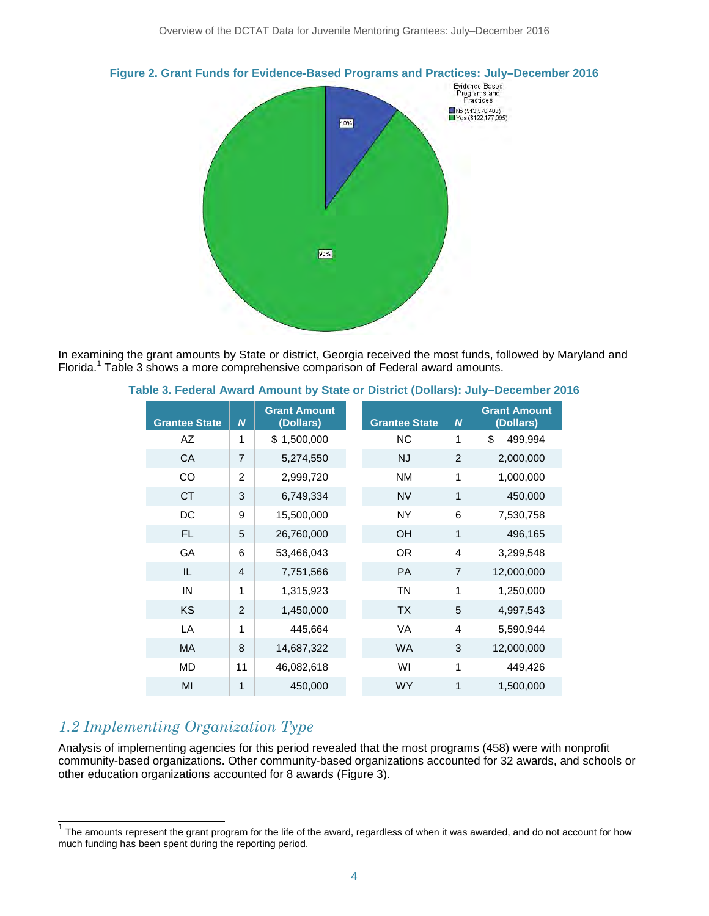**Figure 2. Grant Funds for Evidence-Based Programs and Practices: July–December 2016**

Evidence-Based Programs and Practices

No ($13,576,408) — 10%
Yes ($122,177,095) — 90%

In examining the grant amounts by State or district, Georgia received the most funds, followed by Maryland and Florida.[1] Table 3 shows a more comprehensive comparison of Federal award amounts.

**Table 3. Federal Award Amount by State or District (Dollars): July–December 2016**

| Grantee State | N | Grant Amount (Dollars) | Grantee State | N | Grant Amount (Dollars) |
|---|---|---|---|---|---|
| AZ | 1 | $ 1,500,000 | NC | 1 | $ 499,994 |
| CA | 7 | 5,274,550 | NJ | 2 | 2,000,000 |
| CO | 2 | 2,999,720 | NM | 1 | 1,000,000 |
| CT | 3 | 6,749,334 | NV | 1 | 450,000 |
| DC | 9 | 15,500,000 | NY | 6 | 7,530,758 |
| FL | 5 | 26,760,000 | OH | 1 | 496,165 |
| GA | 6 | 53,466,043 | OR | 4 | 3,299,548 |
| IL | 4 | 7,751,566 | PA | 7 | 12,000,000 |
| IN | 1 | 1,315,923 | TN | 1 | 1,250,000 |
| KS | 2 | 1,450,000 | TX | 5 | 4,997,543 |
| LA | 1 | 445,664 | VA | 4 | 5,590,944 |
| MA | 8 | 14,687,322 | WA | 3 | 12,000,000 |
| MD | 11 | 46,082,618 | WI | 1 | 449,426 |
| MI | 1 | 450,000 | WY | 1 | 1,500,000 |

## *1.2 Implementing Organization Type*

Analysis of implementing agencies for this period revealed that the most programs (458) were with nonprofit community-based organizations. Other community-based organizations accounted for 32 awards, and schools or other education organizations accounted for 8 awards (Figure 3).

[1] The amounts represent the grant program for the life of the award, regardless of when it was awarded, and do not account for how much funding has been spent during the reporting period.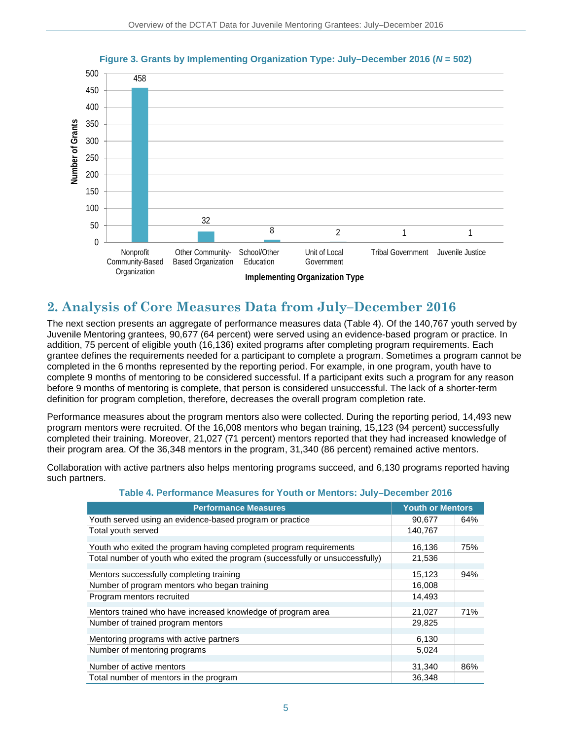**Figure 3. Grants by Implementing Organization Type: July–December 2016 (*N* = 502)**

| Implementing Organization Type | Number of Grants |
|---|---|
| Nonprofit Community-Based Organization | 458 |
| Other Community-Based Organization | 32 |
| School/Other Education | 8 |
| Unit of Local Government | 2 |
| Tribal Government | 1 |
| Juvenile Justice | 1 |

## 2. Analysis of Core Measures Data from July–December 2016

The next section presents an aggregate of performance measures data (Table 4). Of the 140,767 youth served by Juvenile Mentoring grantees, 90,677 (64 percent) were served using an evidence-based program or practice. In addition, 75 percent of eligible youth (16,136) exited programs after completing program requirements. Each grantee defines the requirements needed for a participant to complete a program. Sometimes a program cannot be completed in the 6 months represented by the reporting period. For example, in one program, youth have to complete 9 months of mentoring to be considered successful. If a participant exits such a program for any reason before 9 months of mentoring is complete, that person is considered unsuccessful. The lack of a shorter-term definition for program completion, therefore, decreases the overall program completion rate.

Performance measures about the program mentors also were collected. During the reporting period, 14,493 new program mentors were recruited. Of the 16,008 mentors who began training, 15,123 (94 percent) successfully completed their training. Moreover, 21,027 (71 percent) mentors reported that they had increased knowledge of their program area. Of the 36,348 mentors in the program, 31,340 (86 percent) remained active mentors.

Collaboration with active partners also helps mentoring programs succeed, and 6,130 programs reported having such partners.

**Table 4. Performance Measures for Youth or Mentors: July–December 2016**

| Performance Measures | Youth or Mentors | |
|---|---|---|
| Youth served using an evidence-based program or practice | 90,677 | 64% |
| Total youth served | 140,767 | |
| Youth who exited the program having completed program requirements | 16,136 | 75% |
| Total number of youth who exited the program (successfully or unsuccessfully) | 21,536 | |
| Mentors successfully completing training | 15,123 | 94% |
| Number of program mentors who began training | 16,008 | |
| Program mentors recruited | 14,493 | |
| Mentors trained who have increased knowledge of program area | 21,027 | 71% |
| Number of trained program mentors | 29,825 | |
| Mentoring programs with active partners | 6,130 | |
| Number of mentoring programs | 5,024 | |
| Number of active mentors | 31,340 | 86% |
| Total number of mentors in the program | 36,348 | |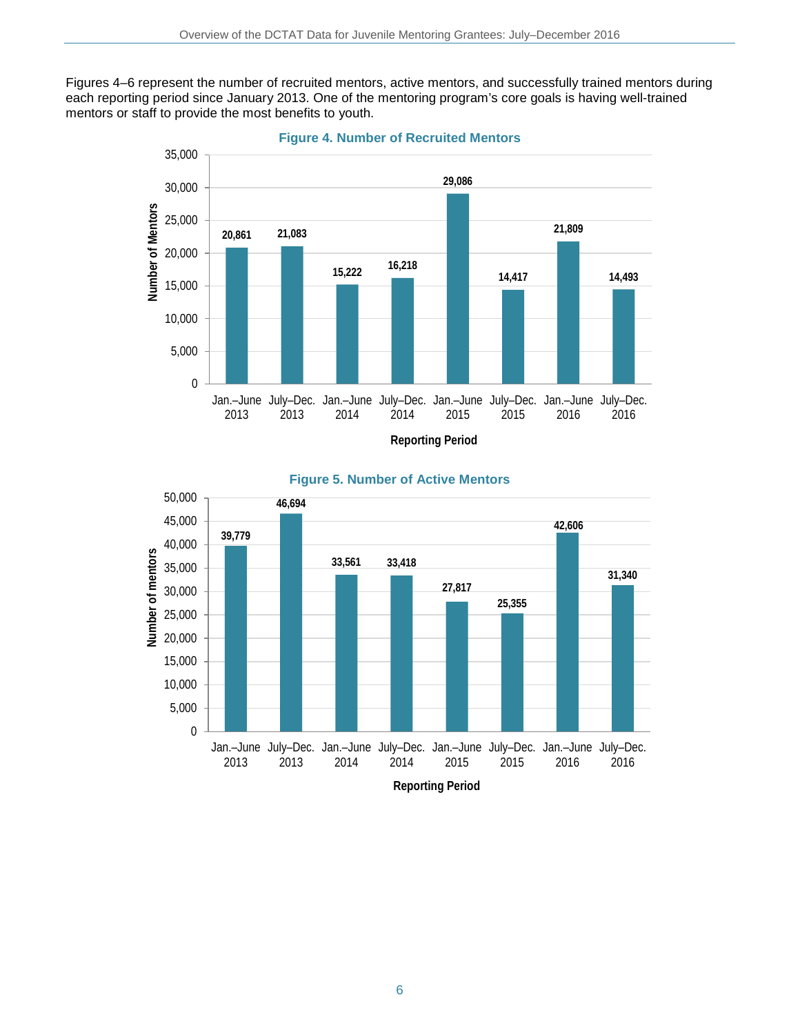Figures 4–6 represent the number of recruited mentors, active mentors, and successfully trained mentors during each reporting period since January 2013. One of the mentoring program's core goals is having well-trained mentors or staff to provide the most benefits to youth.

**Figure 4. Number of Recruited Mentors**

| Reporting Period | Number of Mentors |
|---|---|
| Jan.–June 2013 | 20,861 |
| July–Dec. 2013 | 21,083 |
| Jan.–June 2014 | 15,222 |
| July–Dec. 2014 | 16,218 |
| Jan.–June 2015 | 29,086 |
| July–Dec. 2015 | 14,417 |
| Jan.–June 2016 | 21,809 |
| July–Dec. 2016 | 14,493 |

**Figure 5. Number of Active Mentors**

| Reporting Period | Number of mentors |
|---|---|
| Jan.–June 2013 | 39,779 |
| July–Dec. 2013 | 46,694 |
| Jan.–June 2014 | 33,561 |
| July–Dec. 2014 | 33,418 |
| Jan.–June 2015 | 27,817 |
| July–Dec. 2015 | 25,355 |
| Jan.–June 2016 | 42,606 |
| July–Dec. 2016 | 31,340 |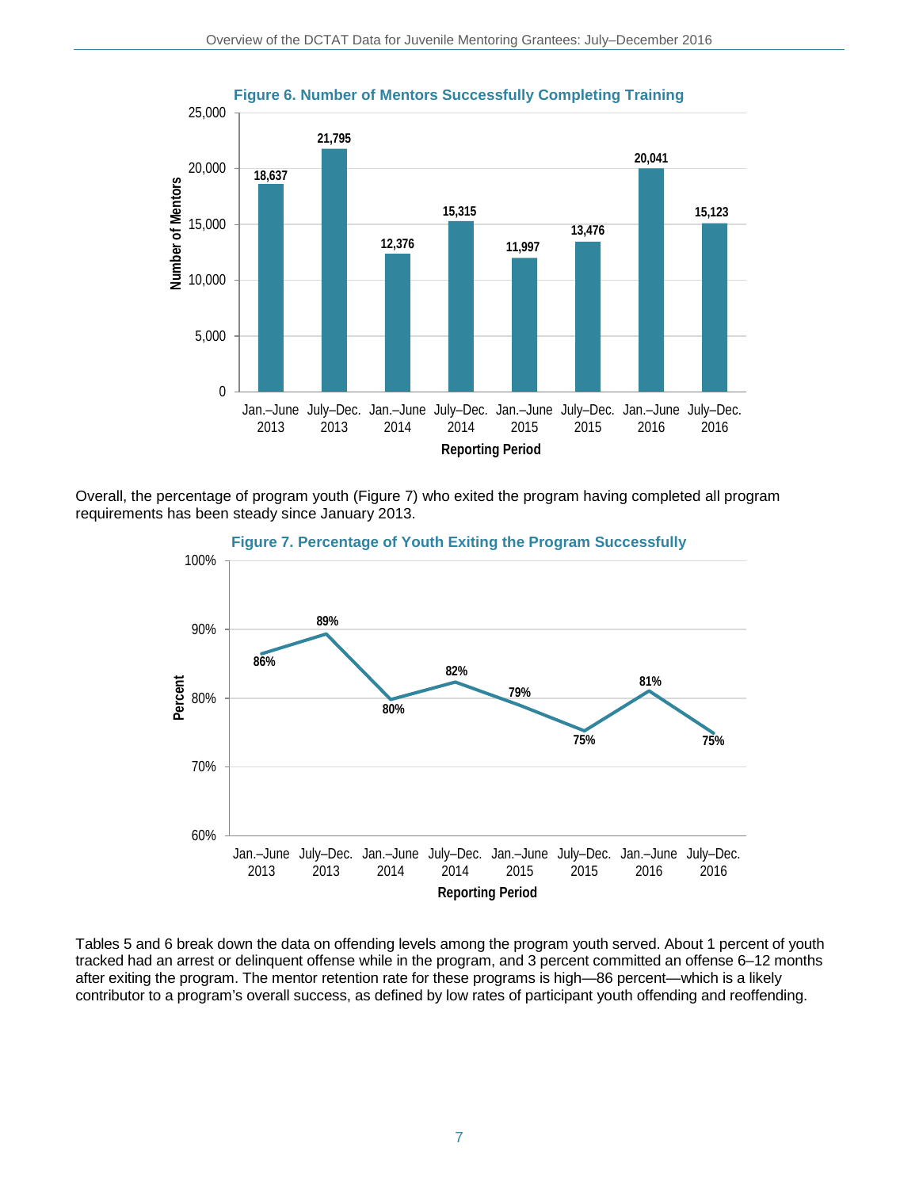**Figure 6. Number of Mentors Successfully Completing Training**

| Reporting Period | Number of Mentors |
|---|---|
| Jan.–June 2013 | 18,637 |
| July–Dec. 2013 | 21,795 |
| Jan.–June 2014 | 12,376 |
| July–Dec. 2014 | 15,315 |
| Jan.–June 2015 | 11,997 |
| July–Dec. 2015 | 13,476 |
| Jan.–June 2016 | 20,041 |
| July–Dec. 2016 | 15,123 |

Overall, the percentage of program youth (Figure 7) who exited the program having completed all program requirements has been steady since January 2013.

**Figure 7. Percentage of Youth Exiting the Program Successfully**

| Reporting Period | Percent |
|---|---|
| Jan.–June 2013 | 86% |
| July–Dec. 2013 | 89% |
| Jan.–June 2014 | 80% |
| July–Dec. 2014 | 82% |
| Jan.–June 2015 | 79% |
| July–Dec. 2015 | 75% |
| Jan.–June 2016 | 81% |
| July–Dec. 2016 | 75% |

Tables 5 and 6 break down the data on offending levels among the program youth served. About 1 percent of youth tracked had an arrest or delinquent offense while in the program, and 3 percent committed an offense 6–12 months after exiting the program. The mentor retention rate for these programs is high—86 percent—which is a likely contributor to a program's overall success, as defined by low rates of participant youth offending and reoffending.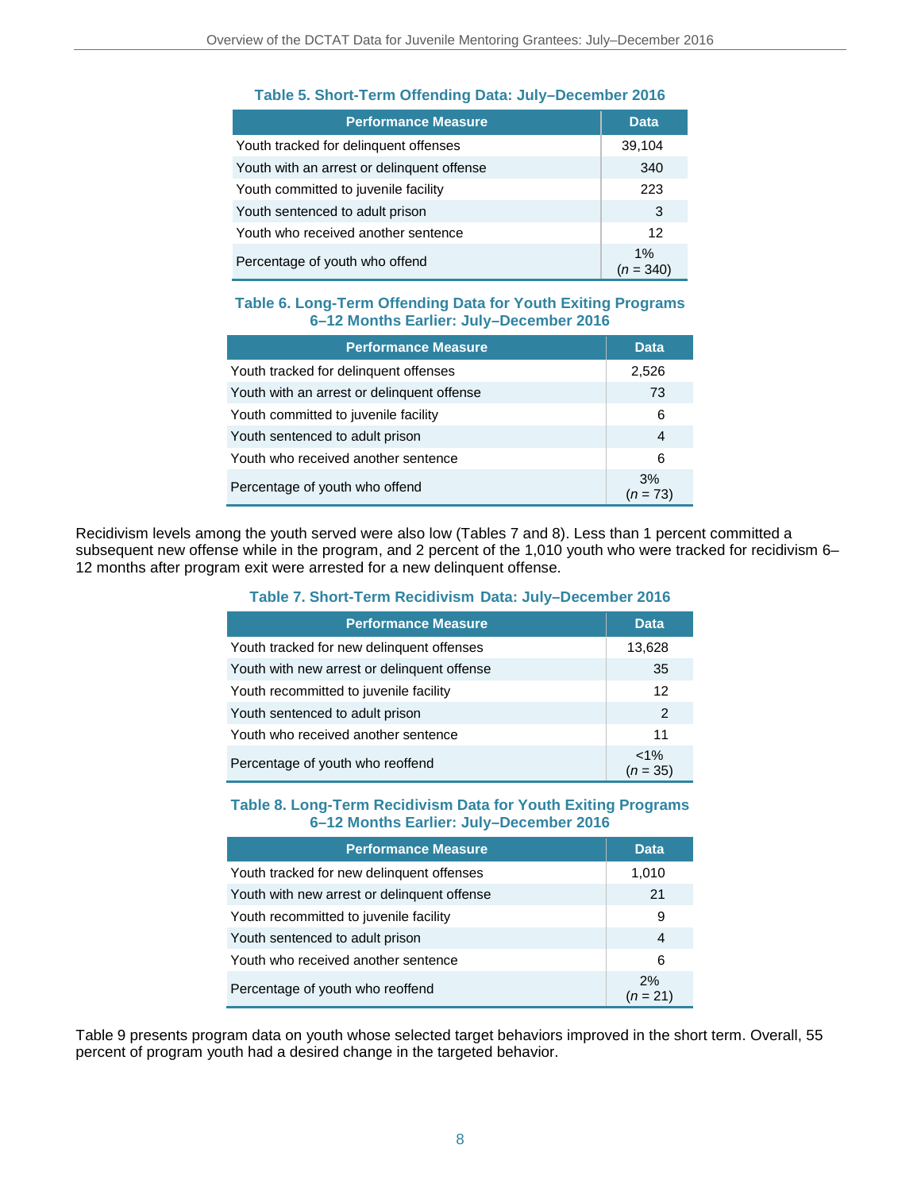**Table 5. Short-Term Offending Data: July–December 2016**

| Performance Measure | Data |
|---|---|
| Youth tracked for delinquent offenses | 39,104 |
| Youth with an arrest or delinquent offense | 340 |
| Youth committed to juvenile facility | 223 |
| Youth sentenced to adult prison | 3 |
| Youth who received another sentence | 12 |
| Percentage of youth who offend | 1% (*n* = 340) |

**Table 6. Long-Term Offending Data for Youth Exiting Programs 6–12 Months Earlier: July–December 2016**

| Performance Measure | Data |
|---|---|
| Youth tracked for delinquent offenses | 2,526 |
| Youth with an arrest or delinquent offense | 73 |
| Youth committed to juvenile facility | 6 |
| Youth sentenced to adult prison | 4 |
| Youth who received another sentence | 6 |
| Percentage of youth who offend | 3% (*n* = 73) |

Recidivism levels among the youth served were also low (Tables 7 and 8). Less than 1 percent committed a subsequent new offense while in the program, and 2 percent of the 1,010 youth who were tracked for recidivism 6–12 months after program exit were arrested for a new delinquent offense.

**Table 7. Short-Term Recidivism Data: July–December 2016**

| Performance Measure | Data |
|---|---|
| Youth tracked for new delinquent offenses | 13,628 |
| Youth with new arrest or delinquent offense | 35 |
| Youth recommitted to juvenile facility | 12 |
| Youth sentenced to adult prison | 2 |
| Youth who received another sentence | 11 |
| Percentage of youth who reoffend | <1% (*n* = 35) |

**Table 8. Long-Term Recidivism Data for Youth Exiting Programs 6–12 Months Earlier: July–December 2016**

| Performance Measure | Data |
|---|---|
| Youth tracked for new delinquent offenses | 1,010 |
| Youth with new arrest or delinquent offense | 21 |
| Youth recommitted to juvenile facility | 9 |
| Youth sentenced to adult prison | 4 |
| Youth who received another sentence | 6 |
| Percentage of youth who reoffend | 2% (*n* = 21) |

Table 9 presents program data on youth whose selected target behaviors improved in the short term. Overall, 55 percent of program youth had a desired change in the targeted behavior.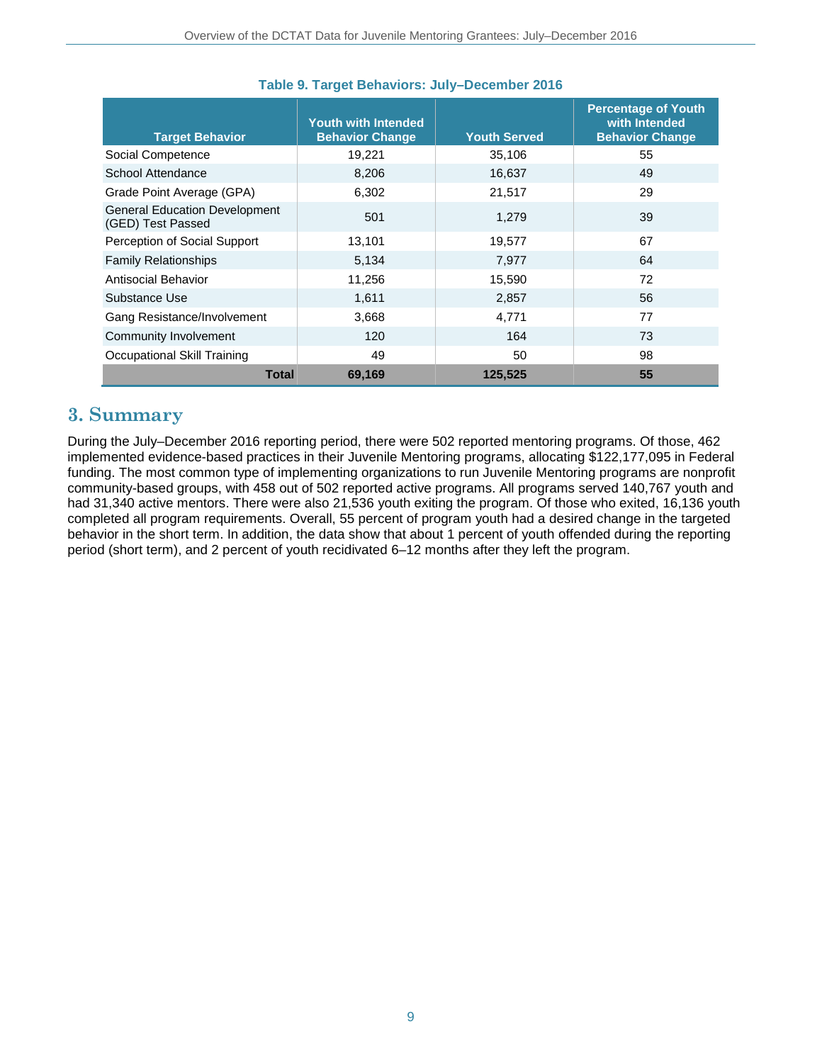**Table 9. Target Behaviors: July–December 2016**

| Target Behavior | Youth with Intended Behavior Change | Youth Served | Percentage of Youth with Intended Behavior Change |
|---|---|---|---|
| Social Competence | 19,221 | 35,106 | 55 |
| School Attendance | 8,206 | 16,637 | 49 |
| Grade Point Average (GPA) | 6,302 | 21,517 | 29 |
| General Education Development (GED) Test Passed | 501 | 1,279 | 39 |
| Perception of Social Support | 13,101 | 19,577 | 67 |
| Family Relationships | 5,134 | 7,977 | 64 |
| Antisocial Behavior | 11,256 | 15,590 | 72 |
| Substance Use | 1,611 | 2,857 | 56 |
| Gang Resistance/Involvement | 3,668 | 4,771 | 77 |
| Community Involvement | 120 | 164 | 73 |
| Occupational Skill Training | 49 | 50 | 98 |
| **Total** | **69,169** | **125,525** | **55** |

## 3. Summary

During the July–December 2016 reporting period, there were 502 reported mentoring programs. Of those, 462 implemented evidence-based practices in their Juvenile Mentoring programs, allocating $122,177,095 in Federal funding. The most common type of implementing organizations to run Juvenile Mentoring programs are nonprofit community-based groups, with 458 out of 502 reported active programs. All programs served 140,767 youth and had 31,340 active mentors. There were also 21,536 youth exiting the program. Of those who exited, 16,136 youth completed all program requirements. Overall, 55 percent of program youth had a desired change in the targeted behavior in the short term. In addition, the data show that about 1 percent of youth offended during the reporting period (short term), and 2 percent of youth recidivated 6–12 months after they left the program.